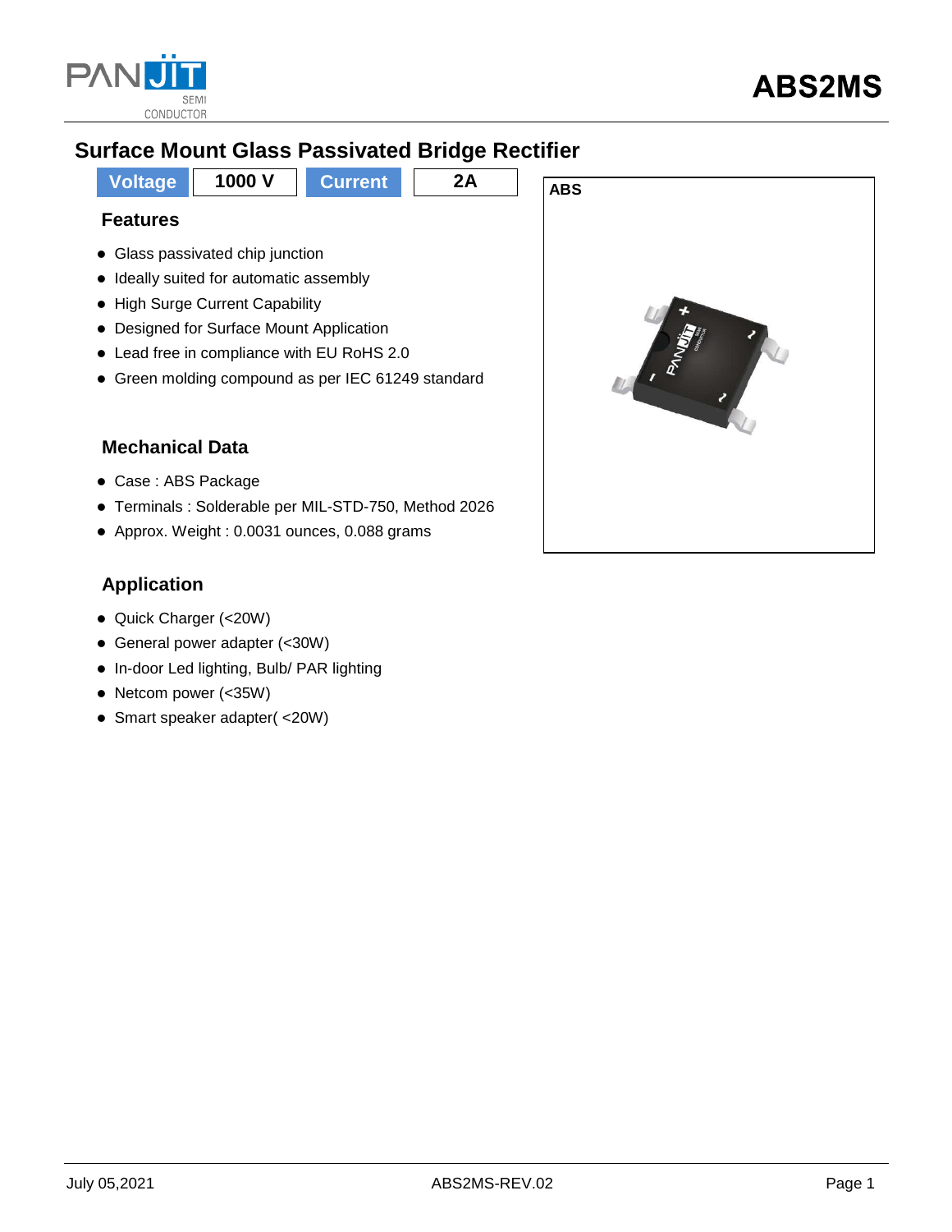# ABS2MS

## Surface Mount Glass Passivated Bridge Rectifier

| Voltage | 1000 V | Current | 2A |
|---|---|---|---|

ABS

### Features

- Glass passivated chip junction
- Ideally suited for automatic assembly
- High Surge Current Capability
- Designed for Surface Mount Application
- Lead free in compliance with EU RoHS 2.0
- Green molding compound as per IEC 61249 standard

### Mechanical Data

- Case : ABS Package
- Terminals : Solderable per MIL-STD-750, Method 2026
- Approx. Weight : 0.0031 ounces, 0.088 grams

### Application

- Quick Charger (<20W)
- General power adapter (<30W)
- In-door Led lighting, Bulb/ PAR lighting
- Netcom power (<35W)
- Smart speaker adapter( <20W)

July 05,2021 ABS2MS-REV.02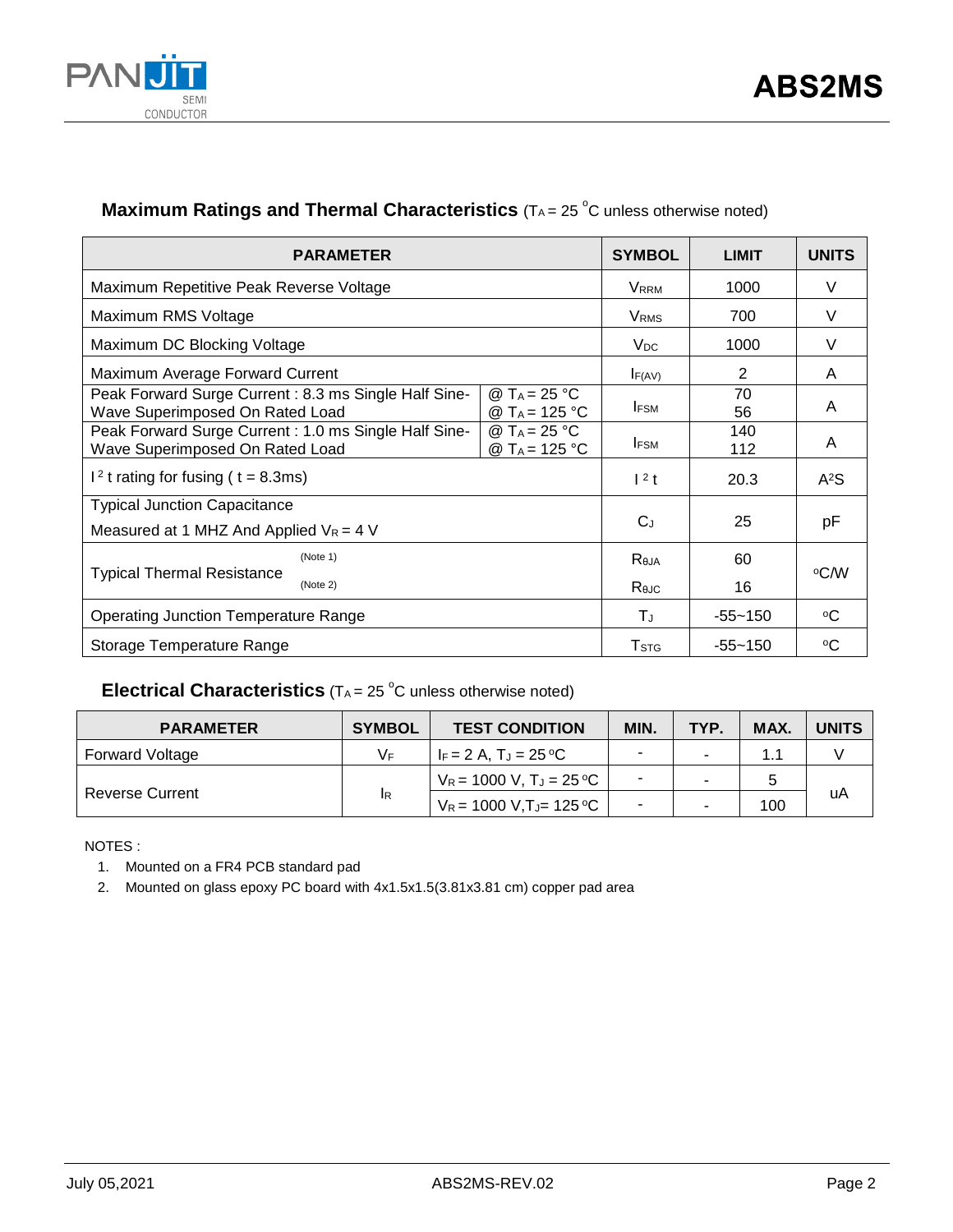## Maximum Ratings and Thermal Characteristics ($T_A = 25\ ^oC$ unless otherwise noted)

| PARAMETER | | SYMBOL | LIMIT | UNITS |
|---|---|---|---|---|
| Maximum Repetitive Peak Reverse Voltage | | $V_{RRM}$ | 1000 | V |
| Maximum RMS Voltage | | $V_{RMS}$ | 700 | V |
| Maximum DC Blocking Voltage | | $V_{DC}$ | 1000 | V |
| Maximum Average Forward Current | | $I_{F(AV)}$ | 2 | A |
| Peak Forward Surge Current : 8.3 ms Single Half Sine-Wave Superimposed On Rated Load | @ $T_A = 25\ °C$<br>@ $T_A = 125\ °C$ | $I_{FSM}$ | 70<br>56 | A |
| Peak Forward Surge Current : 1.0 ms Single Half Sine-Wave Superimposed On Rated Load | @ $T_A = 25\ °C$<br>@ $T_A = 125\ °C$ | $I_{FSM}$ | 140<br>112 | A |
| $I^2t$ rating for fusing ( t = 8.3ms) | | $I^2t$ | 20.3 | $A^2S$ |
| Typical Junction Capacitance<br>Measured at 1 MHZ And Applied $V_R = 4$ V | | $C_J$ | 25 | pF |
| Typical Thermal Resistance (Note 1)<br>(Note 2) | | $R_{\theta JA}$<br>$R_{\theta JC}$ | 60<br>16 | $^oC/W$ |
| Operating Junction Temperature Range | | $T_J$ | -55~150 | $^oC$ |
| Storage Temperature Range | | $T_{STG}$ | -55~150 | $^oC$ |

## Electrical Characteristics ($T_A = 25\ ^oC$ unless otherwise noted)

| PARAMETER | SYMBOL | TEST CONDITION | MIN. | TYP. | MAX. | UNITS |
|---|---|---|---|---|---|---|
| Forward Voltage | $V_F$ | $I_F = 2$ A, $T_J = 25\ ^oC$ | - | - | 1.1 | V |
| Reverse Current | $I_R$ | $V_R = 1000$ V, $T_J = 25\ ^oC$ | - | - | 5 | uA |
| | | $V_R = 1000$ V, $T_J = 125\ ^oC$ | - | - | 100 | |

NOTES :

1. Mounted on a FR4 PCB standard pad
2. Mounted on glass epoxy PC board with 4x1.5x1.5(3.81x3.81 cm) copper pad area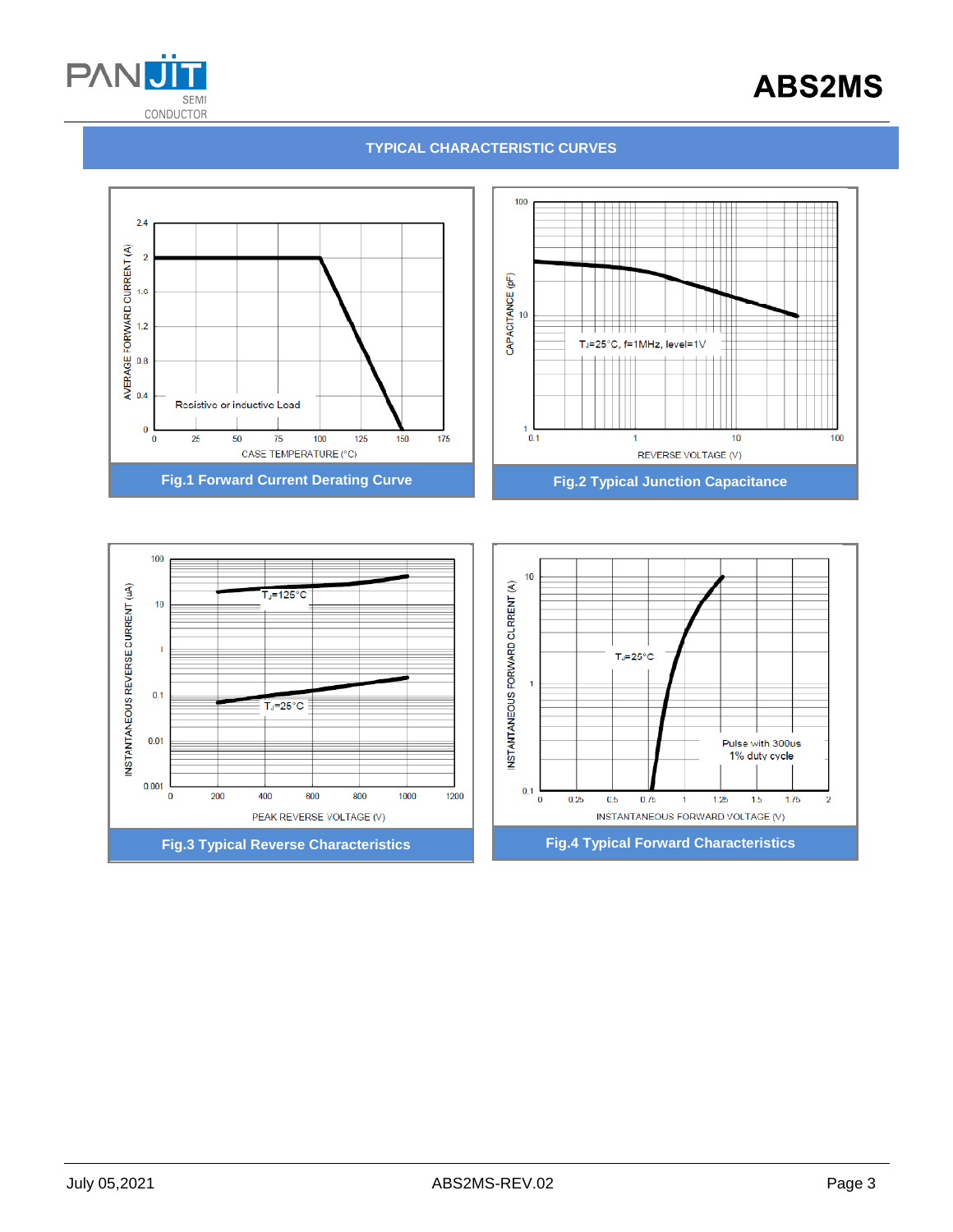## TYPICAL CHARACTERISTIC CURVES

AVERAGE FORWARD CURRENT (A)

2.4
2
1.6
1.2
0.8
0.4
0

Resistive or inductive Load

0 25 50 75 100 125 150 175

CASE TEMPERATURE (°C)

**Fig.1 Forward Current Derating Curve**

CAPACITANCE (pF)

100
10
1

$T_J$=25°C, f=1MHz, level=1V

0.1 1 10 100

REVERSE VOLTAGE (V)

**Fig.2 Typical Junction Capacitance**

INSTANTANEOUS REVERSE CURRENT (uA)

100
10
1
0.1
0.01
0.001

$T_J$=125°C

$T_J$=25°C

0 200 400 600 800 1000 1200

PEAK REVERSE VOLTAGE (V)

**Fig.3 Typical Reverse Characteristics**

INSTANTANEOUS FORWARD CURRENT (A)

10
1
0.1

$T_J$=25°C

Pulse with 300us
1% duty cycle

0 0.25 0.5 0.75 1 1.25 1.5 1.75 2

INSTANTANEOUS FORWARD VOLTAGE (V)

**Fig.4 Typical Forward Characteristics**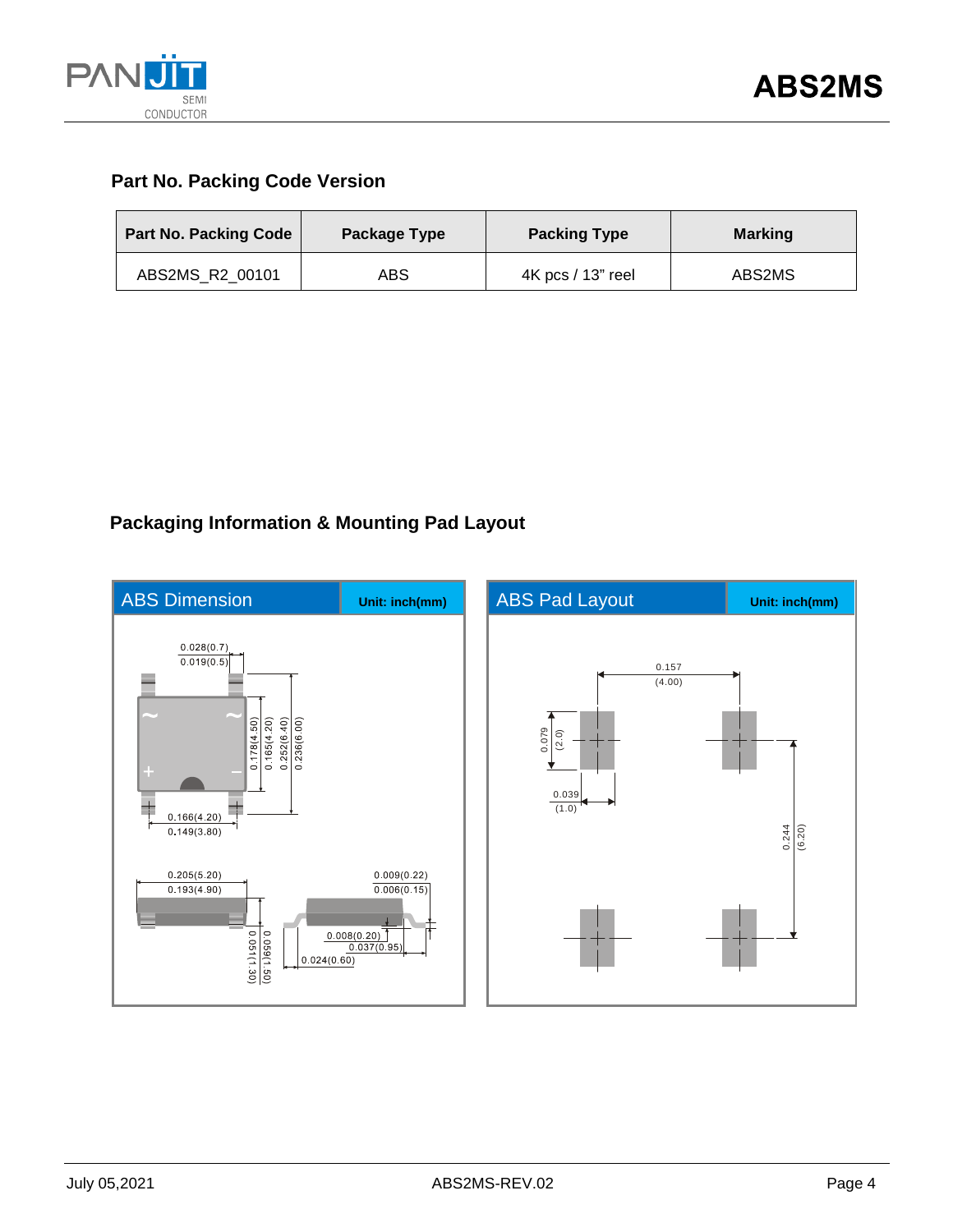## Part No. Packing Code Version

| Part No. Packing Code | Package Type | Packing Type | Marking |
|---|---|---|---|
| ABS2MS_R2_00101 | ABS | 4K pcs / 13" reel | ABS2MS |

## Packaging Information & Mounting Pad Layout

**ABS Dimension** Unit: inch(mm)

0.028(0.7)
0.019(0.5)
0.178(4.50)
0.165(4.20)
0.252(6.40)
0.236(6.00)
0.166(4.20)
0.149(3.80)
0.205(5.20)
0.193(4.90)
0.059(1.50)
0.051(1.30)
0.009(0.22)
0.006(0.15)
0.008(0.20)
0.037(0.95)
0.024(0.60)

**ABS Pad Layout** Unit: inch(mm)

0.157
(4.00)
0.079
(2.0)
0.039
(1.0)
0.244
(6.20)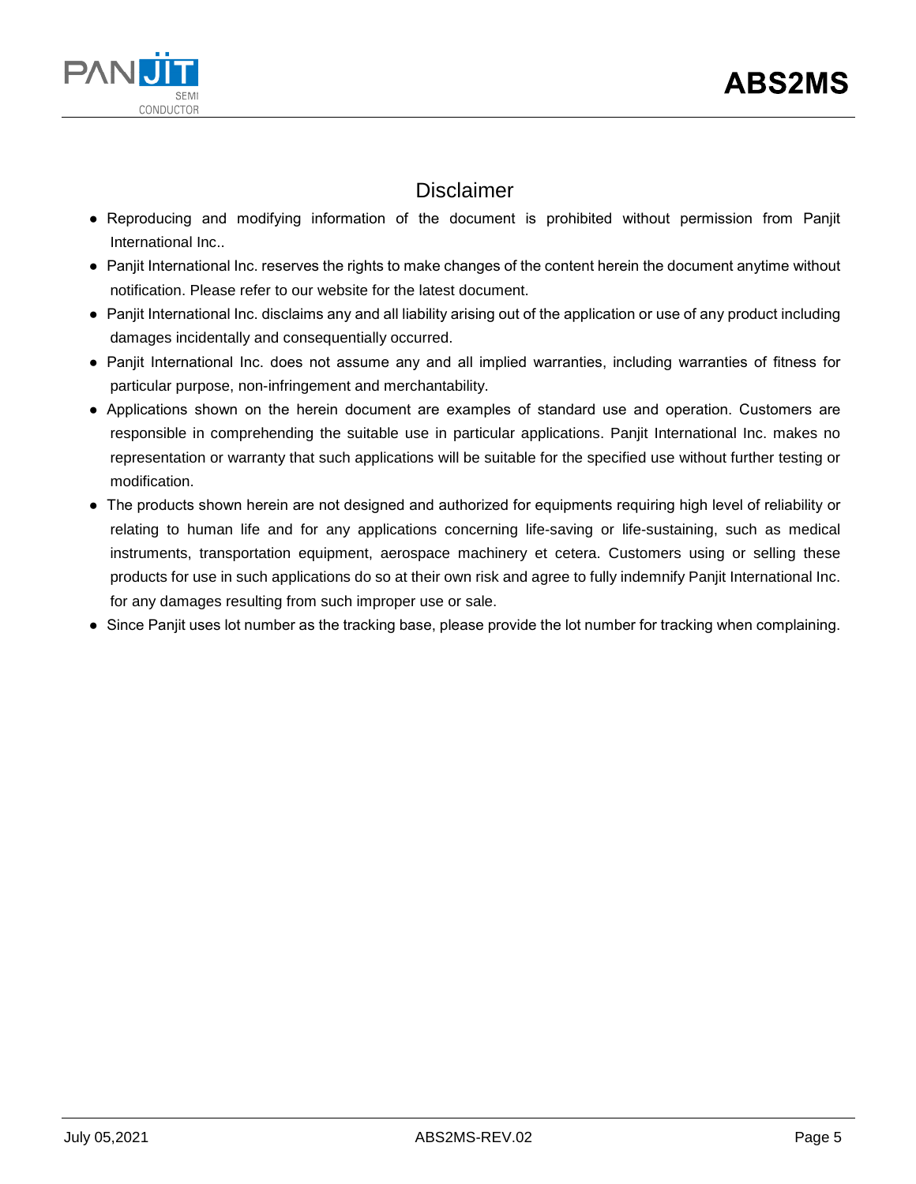# Disclaimer

- Reproducing and modifying information of the document is prohibited without permission from Panjit International Inc..
- Panjit International Inc. reserves the rights to make changes of the content herein the document anytime without notification. Please refer to our website for the latest document.
- Panjit International Inc. disclaims any and all liability arising out of the application or use of any product including damages incidentally and consequentially occurred.
- Panjit International Inc. does not assume any and all implied warranties, including warranties of fitness for particular purpose, non-infringement and merchantability.
- Applications shown on the herein document are examples of standard use and operation. Customers are responsible in comprehending the suitable use in particular applications. Panjit International Inc. makes no representation or warranty that such applications will be suitable for the specified use without further testing or modification.
- The products shown herein are not designed and authorized for equipments requiring high level of reliability or relating to human life and for any applications concerning life-saving or life-sustaining, such as medical instruments, transportation equipment, aerospace machinery et cetera. Customers using or selling these products for use in such applications do so at their own risk and agree to fully indemnify Panjit International Inc. for any damages resulting from such improper use or sale.
- Since Panjit uses lot number as the tracking base, please provide the lot number for tracking when complaining.